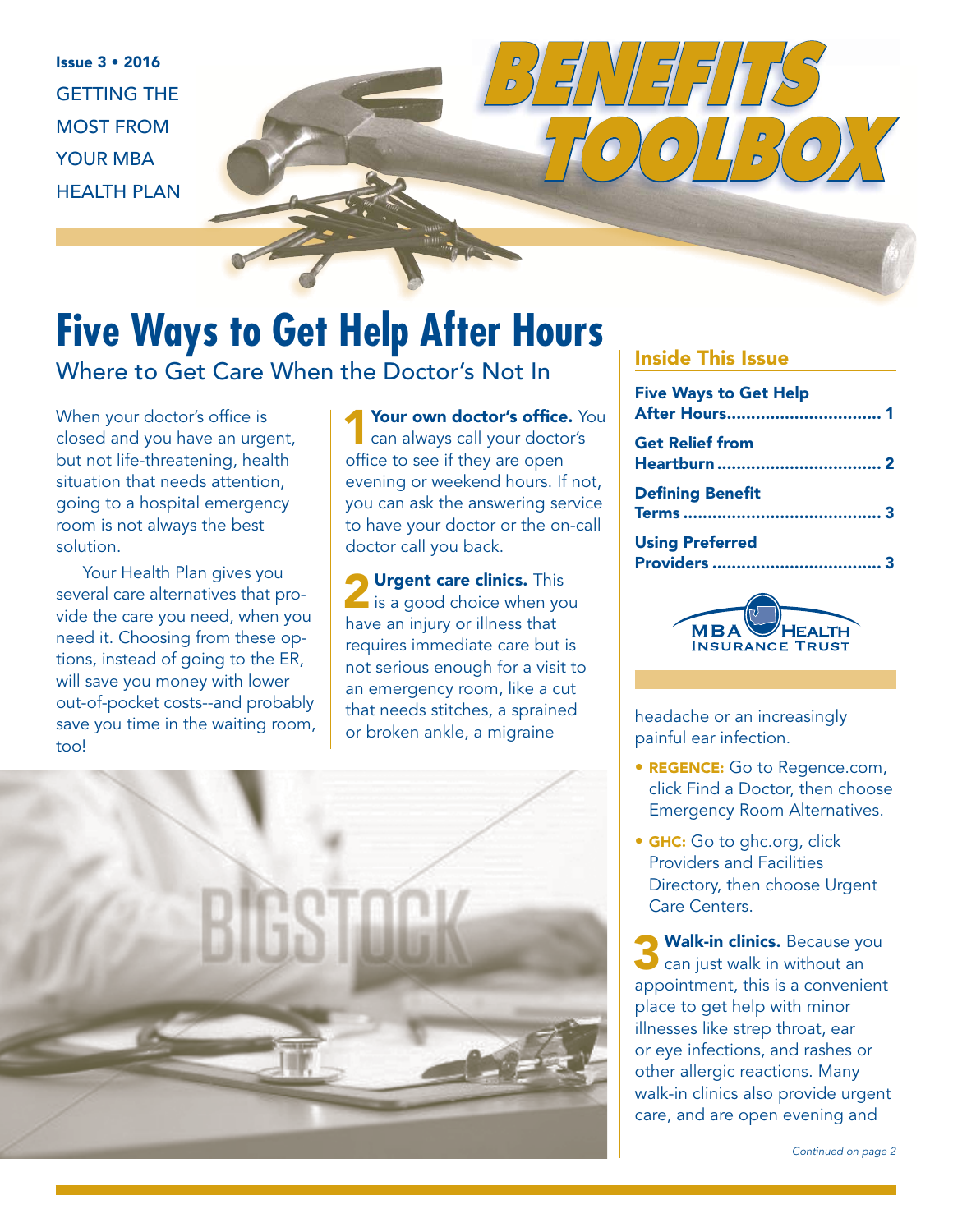Issue 3 • 2016

GETTING THE MOST FROM YOUR MBA HEALTH PLAN

# BENEFITS TOOLBOX

## Inside This Issue

| | |
|---|---|
| **Five Ways to Get Help After Hours** | **1** |
| **Get Relief from Heartburn** | **2** |
| **Defining Benefit Terms** | **3** |
| **Using Preferred Providers** | **3** |

MBA HEALTH INSURANCE TRUST

# Five Ways to Get Help After Hours

## Where to Get Care When the Doctor's Not In

When your doctor's office is closed and you have an urgent, but not life-threatening, health situation that needs attention, going to a hospital emergency room is not always the best solution.

Your Health Plan gives you several care alternatives that provide the care you need, when you need it. Choosing from these options, instead of going to the ER, will save you money with lower out-of-pocket costs--and probably save you time in the waiting room, too!

**1 Your own doctor's office.** You can always call your doctor's office to see if they are open evening or weekend hours. If not, you can ask the answering service to have your doctor or the on-call doctor call you back.

**2 Urgent care clinics.** This is a good choice when you have an injury or illness that requires immediate care but is not serious enough for a visit to an emergency room, like a cut that needs stitches, a sprained or broken ankle, a migraine headache or an increasingly painful ear infection.

- **REGENCE:** Go to Regence.com, click Find a Doctor, then choose Emergency Room Alternatives.
- **GHC:** Go to ghc.org, click Providers and Facilities Directory, then choose Urgent Care Centers.

**3 Walk-in clinics.** Because you can just walk in without an appointment, this is a convenient place to get help with minor illnesses like strep throat, ear or eye infections, and rashes or other allergic reactions. Many walk-in clinics also provide urgent care, and are open evening and

*Continued on page 2*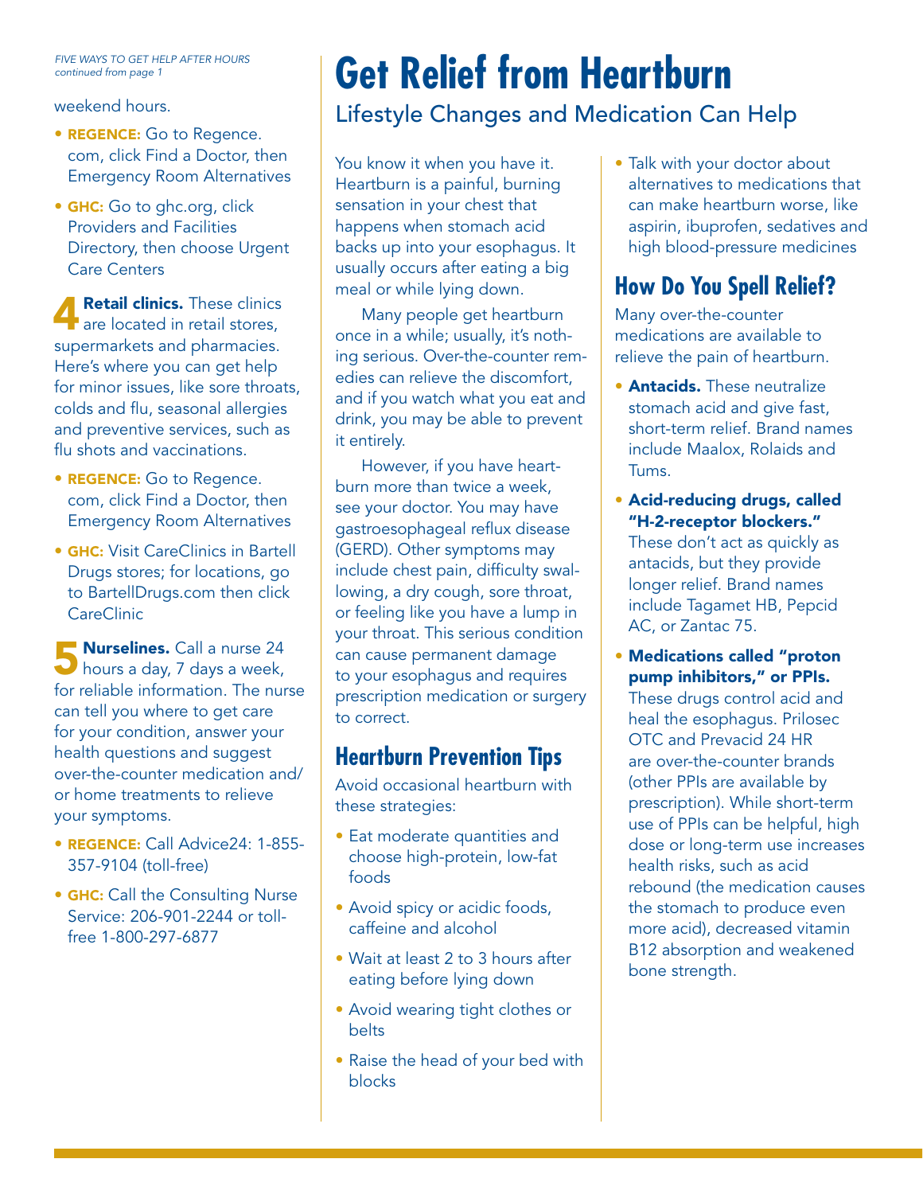*FIVE WAYS TO GET HELP AFTER HOURS*
*continued from page 1*

weekend hours.

- **REGENCE:** Go to Regence.com, click Find a Doctor, then Emergency Room Alternatives
- **GHC:** Go to ghc.org, click Providers and Facilities Directory, then choose Urgent Care Centers

**4 Retail clinics.** These clinics are located in retail stores, supermarkets and pharmacies. Here's where you can get help for minor issues, like sore throats, colds and flu, seasonal allergies and preventive services, such as flu shots and vaccinations.

- **REGENCE:** Go to Regence.com, click Find a Doctor, then Emergency Room Alternatives
- **GHC:** Visit CareClinics in Bartell Drugs stores; for locations, go to BartellDrugs.com then click CareClinic

**5 Nurselines.** Call a nurse 24 hours a day, 7 days a week, for reliable information. The nurse can tell you where to get care for your condition, answer your health questions and suggest over-the-counter medication and/or home treatments to relieve your symptoms.

- **REGENCE:** Call Advice24: 1-855-357-9104 (toll-free)
- **GHC:** Call the Consulting Nurse Service: 206-901-2244 or toll-free 1-800-297-6877

# Get Relief from Heartburn

## Lifestyle Changes and Medication Can Help

You know it when you have it. Heartburn is a painful, burning sensation in your chest that happens when stomach acid backs up into your esophagus. It usually occurs after eating a big meal or while lying down.

Many people get heartburn once in a while; usually, it's nothing serious. Over-the-counter remedies can relieve the discomfort, and if you watch what you eat and drink, you may be able to prevent it entirely.

However, if you have heartburn more than twice a week, see your doctor. You may have gastroesophageal reflux disease (GERD). Other symptoms may include chest pain, difficulty swallowing, a dry cough, sore throat, or feeling like you have a lump in your throat. This serious condition can cause permanent damage to your esophagus and requires prescription medication or surgery to correct.

### Heartburn Prevention Tips

Avoid occasional heartburn with these strategies:

- Eat moderate quantities and choose high-protein, low-fat foods
- Avoid spicy or acidic foods, caffeine and alcohol
- Wait at least 2 to 3 hours after eating before lying down
- Avoid wearing tight clothes or belts
- Raise the head of your bed with blocks
- Talk with your doctor about alternatives to medications that can make heartburn worse, like aspirin, ibuprofen, sedatives and high blood-pressure medicines

### How Do You Spell Relief?

Many over-the-counter medications are available to relieve the pain of heartburn.

- **Antacids.** These neutralize stomach acid and give fast, short-term relief. Brand names include Maalox, Rolaids and Tums.
- **Acid-reducing drugs, called "H-2-receptor blockers."** These don't act as quickly as antacids, but they provide longer relief. Brand names include Tagamet HB, Pepcid AC, or Zantac 75.
- **Medications called "proton pump inhibitors," or PPIs.** These drugs control acid and heal the esophagus. Prilosec OTC and Prevacid 24 HR are over-the-counter brands (other PPIs are available by prescription). While short-term use of PPIs can be helpful, high dose or long-term use increases health risks, such as acid rebound (the medication causes the stomach to produce even more acid), decreased vitamin B12 absorption and weakened bone strength.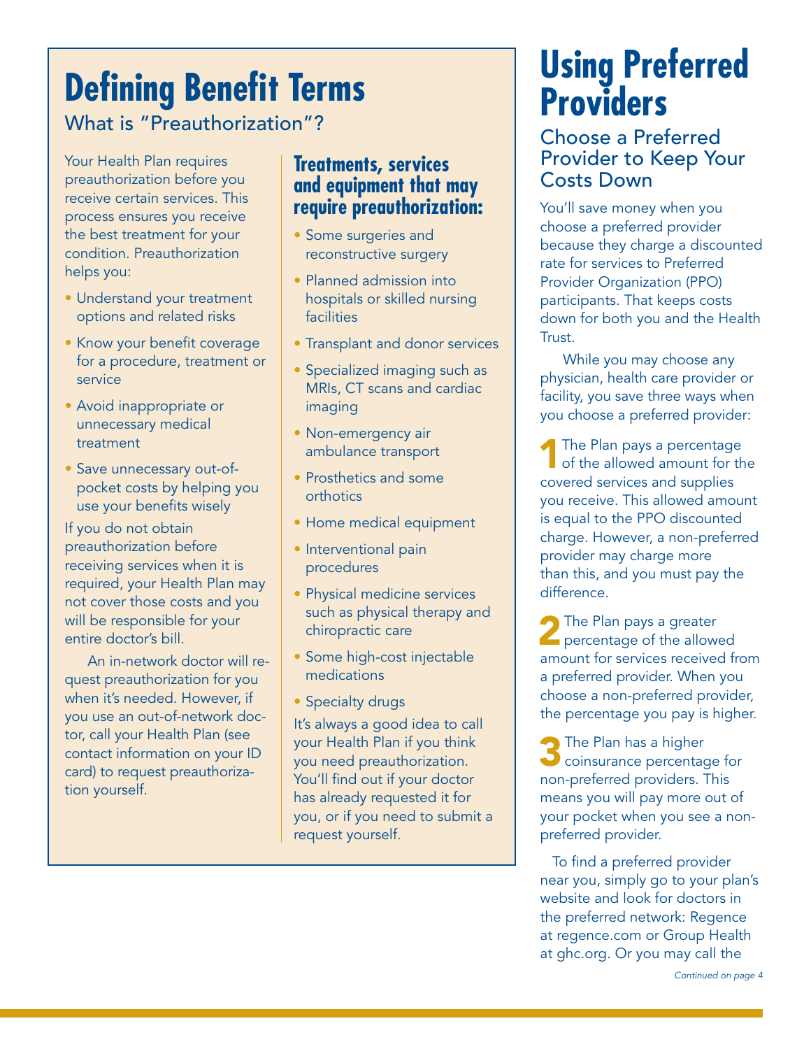# Defining Benefit Terms

## What is "Preauthorization"?

Your Health Plan requires preauthorization before you receive certain services. This process ensures you receive the best treatment for your condition. Preauthorization helps you:

- Understand your treatment options and related risks
- Know your benefit coverage for a procedure, treatment or service
- Avoid inappropriate or unnecessary medical treatment
- Save unnecessary out-of-pocket costs by helping you use your benefits wisely

If you do not obtain preauthorization before receiving services when it is required, your Health Plan may not cover those costs and you will be responsible for your entire doctor's bill.

An in-network doctor will request preauthorization for you when it's needed. However, if you use an out-of-network doctor, call your Health Plan (see contact information on your ID card) to request preauthorization yourself.

### Treatments, services and equipment that may require preauthorization:

- Some surgeries and reconstructive surgery
- Planned admission into hospitals or skilled nursing facilities
- Transplant and donor services
- Specialized imaging such as MRIs, CT scans and cardiac imaging
- Non-emergency air ambulance transport
- Prosthetics and some orthotics
- Home medical equipment
- Interventional pain procedures
- Physical medicine services such as physical therapy and chiropractic care
- Some high-cost injectable medications
- Specialty drugs

It's always a good idea to call your Health Plan if you think you need preauthorization. You'll find out if your doctor has already requested it for you, or if you need to submit a request yourself.

# Using Preferred Providers

## Choose a Preferred Provider to Keep Your Costs Down

You'll save money when you choose a preferred provider because they charge a discounted rate for services to Preferred Provider Organization (PPO) participants. That keeps costs down for both you and the Health Trust.

While you may choose any physician, health care provider or facility, you save three ways when you choose a preferred provider:

**1** The Plan pays a percentage of the allowed amount for the covered services and supplies you receive. This allowed amount is equal to the PPO discounted charge. However, a non-preferred provider may charge more than this, and you must pay the difference.

**2** The Plan pays a greater percentage of the allowed amount for services received from a preferred provider. When you choose a non-preferred provider, the percentage you pay is higher.

**3** The Plan has a higher coinsurance percentage for non-preferred providers. This means you will pay more out of your pocket when you see a non-preferred provider.

To find a preferred provider near you, simply go to your plan's website and look for doctors in the preferred network: Regence at regence.com or Group Health at ghc.org. Or you may call the

*Continued on page 4*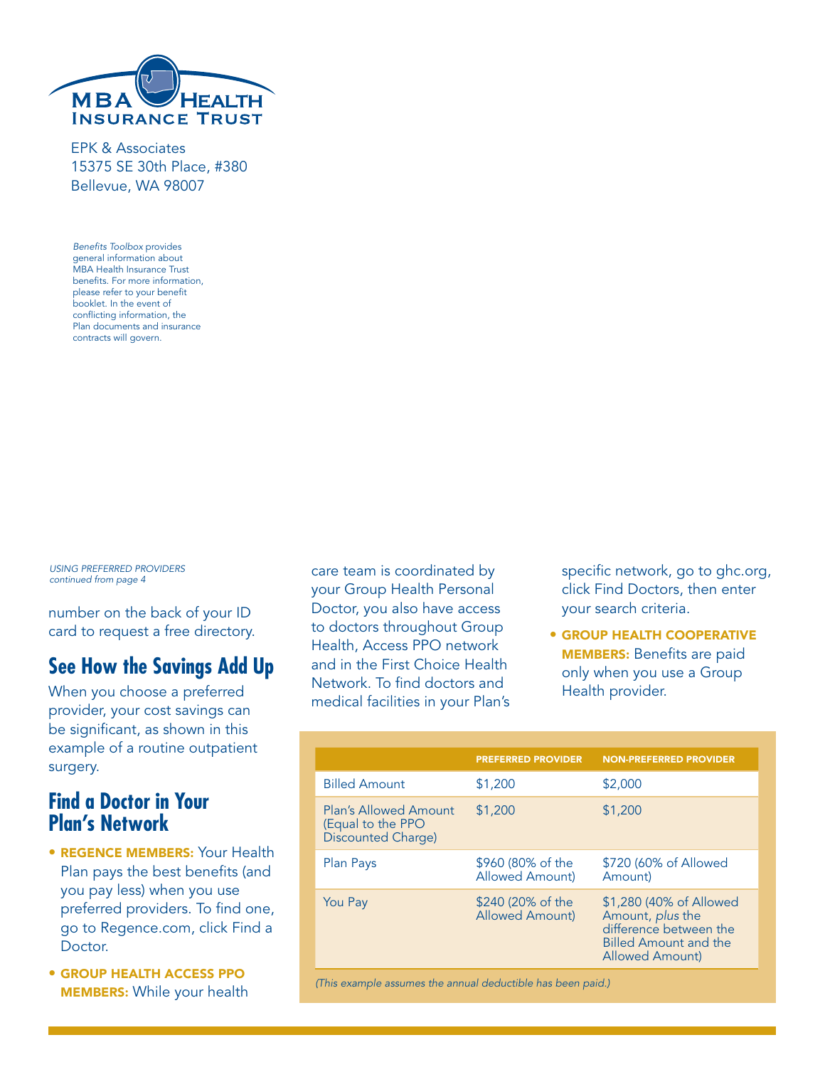MBA Health Insurance Trust

EPK & Associates
15375 SE 30th Place, #380
Bellevue, WA 98007

*Benefits Toolbox* provides general information about MBA Health Insurance Trust benefits. For more information, please refer to your benefit booklet. In the event of conflicting information, the Plan documents and insurance contracts will govern.

*USING PREFERRED PROVIDERS continued from page 4*

number on the back of your ID card to request a free directory.

## See How the Savings Add Up

When you choose a preferred provider, your cost savings can be significant, as shown in this example of a routine outpatient surgery.

## Find a Doctor in Your Plan's Network

- **REGENCE MEMBERS:** Your Health Plan pays the best benefits (and you pay less) when you use preferred providers. To find one, go to Regence.com, click Find a Doctor.
- **GROUP HEALTH ACCESS PPO MEMBERS:** While your health care team is coordinated by your Group Health Personal Doctor, you also have access to doctors throughout Group Health, Access PPO network and in the First Choice Health Network. To find doctors and medical facilities in your Plan's specific network, go to ghc.org, click Find Doctors, then enter your search criteria.
- **GROUP HEALTH COOPERATIVE MEMBERS:** Benefits are paid only when you use a Group Health provider.

| | PREFERRED PROVIDER | NON-PREFERRED PROVIDER |
|---|---|---|
| Billed Amount | $1,200 | $2,000 |
| Plan's Allowed Amount (Equal to the PPO Discounted Charge) | $1,200 | $1,200 |
| Plan Pays | $960 (80% of the Allowed Amount) | $720 (60% of Allowed Amount) |
| You Pay | $240 (20% of the Allowed Amount) | $1,280 (40% of Allowed Amount, *plus* the difference between the Billed Amount and the Allowed Amount) |

*(This example assumes the annual deductible has been paid.)*